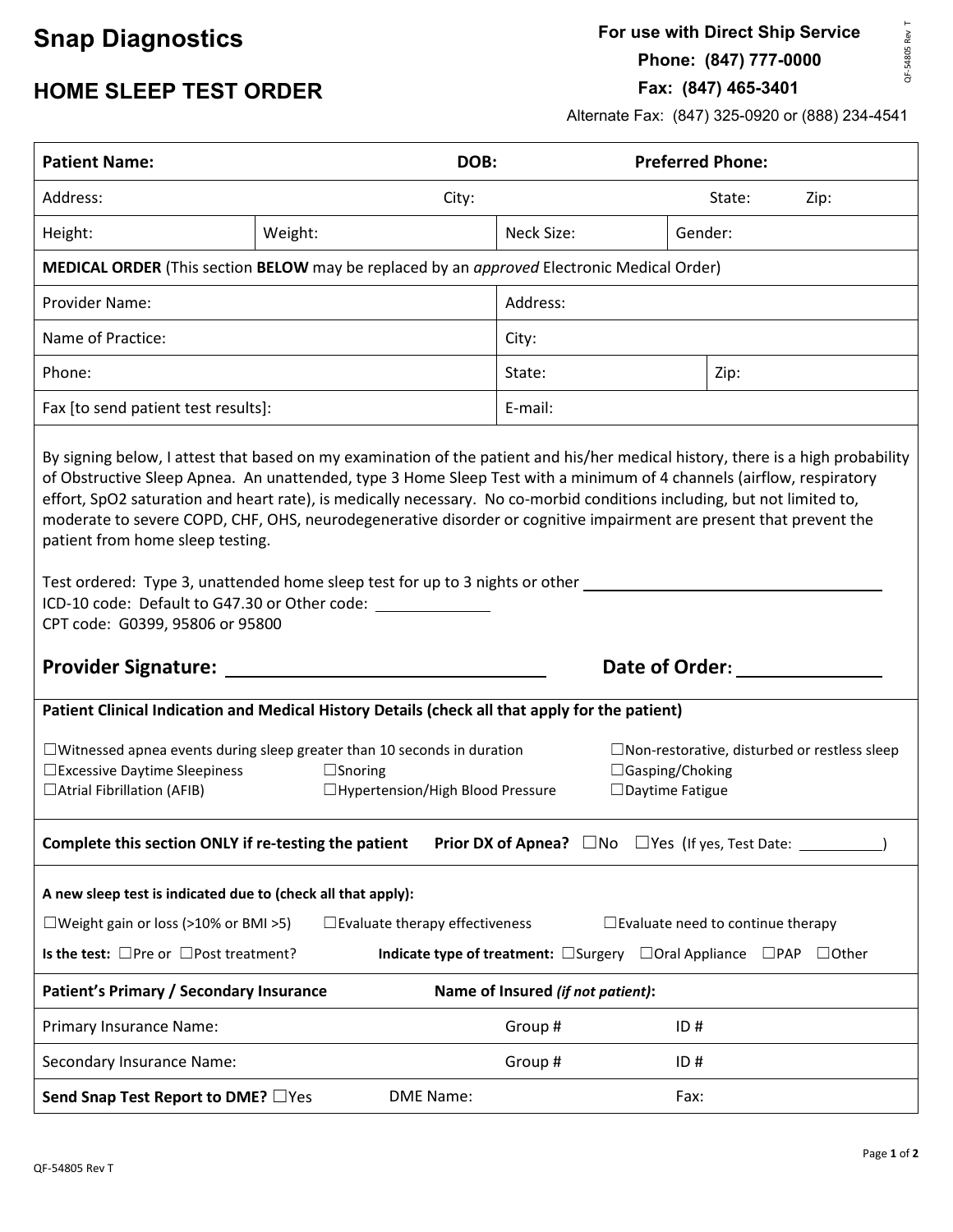# Snap Diagnostics

## HOME SLEEP TEST ORDER

**For use with Direct Ship Service**
**Phone: (847) 777-0000**
**Fax: (847) 465-3401**
Alternate Fax: (847) 325-0920 or (888) 234-4541

| **Patient Name:** | | **DOB:** | **Preferred Phone:** |
|---|---|---|---|
| Address: | | City: | State: Zip: |
| Height: | Weight: | Neck Size: | Gender: |

**MEDICAL ORDER** (This section **BELOW** may be replaced by an *approved* Electronic Medical Order)

| | | |
|---|---|---|
| Provider Name: | Address: | |
| Name of Practice: | City: | |
| Phone: | State: | Zip: |
| Fax [to send patient test results]: | E-mail: | |

By signing below, I attest that based on my examination of the patient and his/her medical history, there is a high probability of Obstructive Sleep Apnea. An unattended, type 3 Home Sleep Test with a minimum of 4 channels (airflow, respiratory effort, SpO2 saturation and heart rate), is medically necessary. No co-morbid conditions including, but not limited to, moderate to severe COPD, CHF, OHS, neurodegenerative disorder or cognitive impairment are present that prevent the patient from home sleep testing.

Test ordered: Type 3, unattended home sleep test for up to 3 nights or other ______________________
ICD-10 code: Default to G47.30 or Other code: __________
CPT code: G0399, 95806 or 95800

**Provider Signature:** ______________________ **Date of Order:** __________

**Patient Clinical Indication and Medical History Details (check all that apply for the patient)**

☐Witnessed apnea events during sleep greater than 10 seconds in duration
☐Non-restorative, disturbed or restless sleep
☐Excessive Daytime Sleepiness
☐Snoring
☐Gasping/Choking
☐Atrial Fibrillation (AFIB)
☐Hypertension/High Blood Pressure
☐Daytime Fatigue

**Complete this section ONLY if re-testing the patient** **Prior DX of Apnea?** ☐No ☐Yes (If yes, Test Date: __________)

**A new sleep test is indicated due to (check all that apply):**

☐Weight gain or loss (>10% or BMI >5) ☐Evaluate therapy effectiveness ☐Evaluate need to continue therapy

**Is the test:** ☐Pre or ☐Post treatment? **Indicate type of treatment:** ☐Surgery ☐Oral Appliance ☐PAP ☐Other

| **Patient's Primary / Secondary Insurance** | **Name of Insured *(if not patient)*:** | |
|---|---|---|
| Primary Insurance Name: | Group # | ID # |
| Secondary Insurance Name: | Group # | ID # |
| **Send Snap Test Report to DME?** ☐Yes | DME Name: | Fax: |

QF-54805 Rev T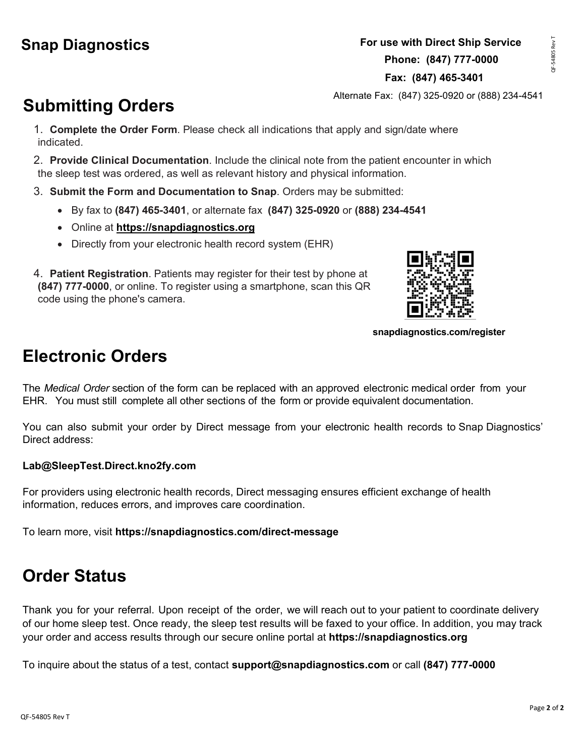# Snap Diagnostics

**For use with Direct Ship Service**

**Phone: (847) 777-0000**

**Fax: (847) 465-3401**

Alternate Fax: (847) 325-0920 or (888) 234-4541

## Submitting Orders

1. **Complete the Order Form**. Please check all indications that apply and sign/date where indicated.
2. **Provide Clinical Documentation**. Include the clinical note from the patient encounter in which the sleep test was ordered, as well as relevant history and physical information.
3. **Submit the Form and Documentation to Snap**. Orders may be submitted:
   - By fax to **(847) 465-3401**, or alternate fax **(847) 325-0920** or **(888) 234-4541**
   - Online at **https://snapdiagnostics.org**
   - Directly from your electronic health record system (EHR)
4. **Patient Registration**. Patients may register for their test by phone at **(847) 777-0000**, or online. To register using a smartphone, scan this QR code using the phone's camera.

**snapdiagnostics.com/register**

## Electronic Orders

The *Medical Order* section of the form can be replaced with an approved electronic medical order from your EHR. You must still complete all other sections of the form or provide equivalent documentation.

You can also submit your order by Direct message from your electronic health records to Snap Diagnostics' Direct address:

**Lab@SleepTest.Direct.kno2fy.com**

For providers using electronic health records, Direct messaging ensures efficient exchange of health information, reduces errors, and improves care coordination.

To learn more, visit **https://snapdiagnostics.com/direct-message**

## Order Status

Thank you for your referral. Upon receipt of the order, we will reach out to your patient to coordinate delivery of our home sleep test. Once ready, the sleep test results will be faxed to your office. In addition, you may track your order and access results through our secure online portal at **https://snapdiagnostics.org**

To inquire about the status of a test, contact **support@snapdiagnostics.com** or call **(847) 777-0000**